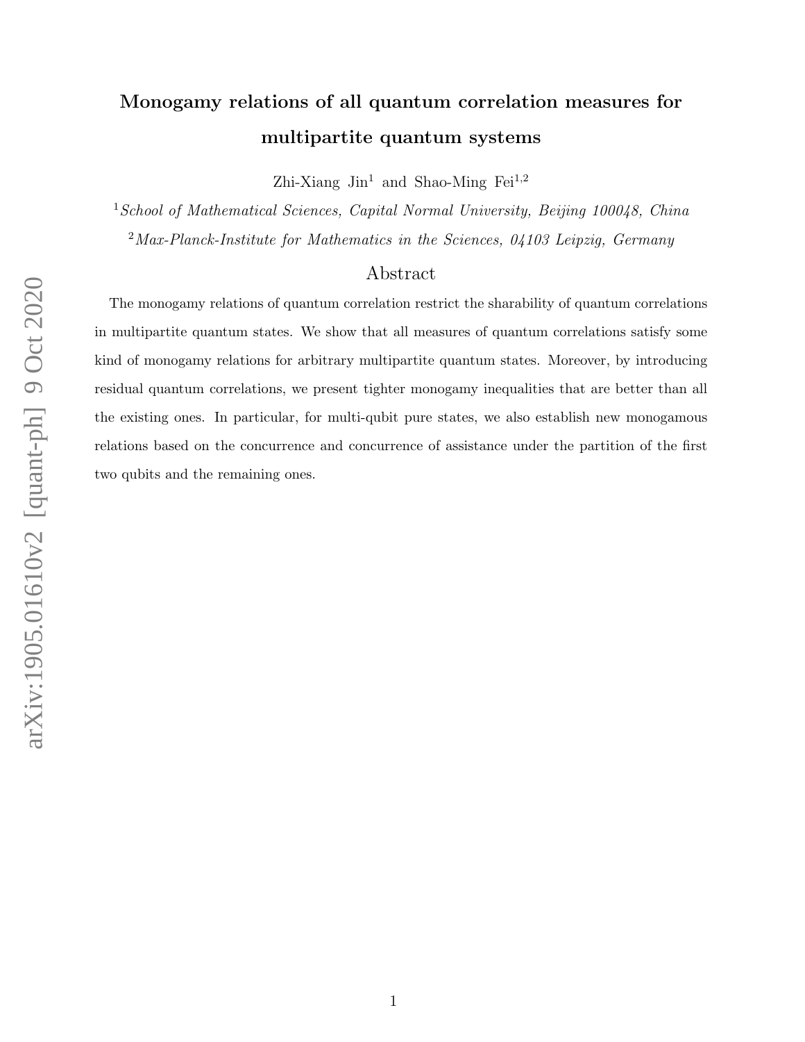# Monogamy relations of all quantum correlation measures for multipartite quantum systems

Zhi-Xiang Jin[1] and Shao-Ming Fei[1,2]

[1] *School of Mathematical Sciences, Capital Normal University, Beijing 100048, China*

[2] *Max-Planck-Institute for Mathematics in the Sciences, 04103 Leipzig, Germany*

## Abstract

The monogamy relations of quantum correlation restrict the sharability of quantum correlations in multipartite quantum states. We show that all measures of quantum correlations satisfy some kind of monogamy relations for arbitrary multipartite quantum states. Moreover, by introducing residual quantum correlations, we present tighter monogamy inequalities that are better than all the existing ones. In particular, for multi-qubit pure states, we also establish new monogamous relations based on the concurrence and concurrence of assistance under the partition of the first two qubits and the remaining ones.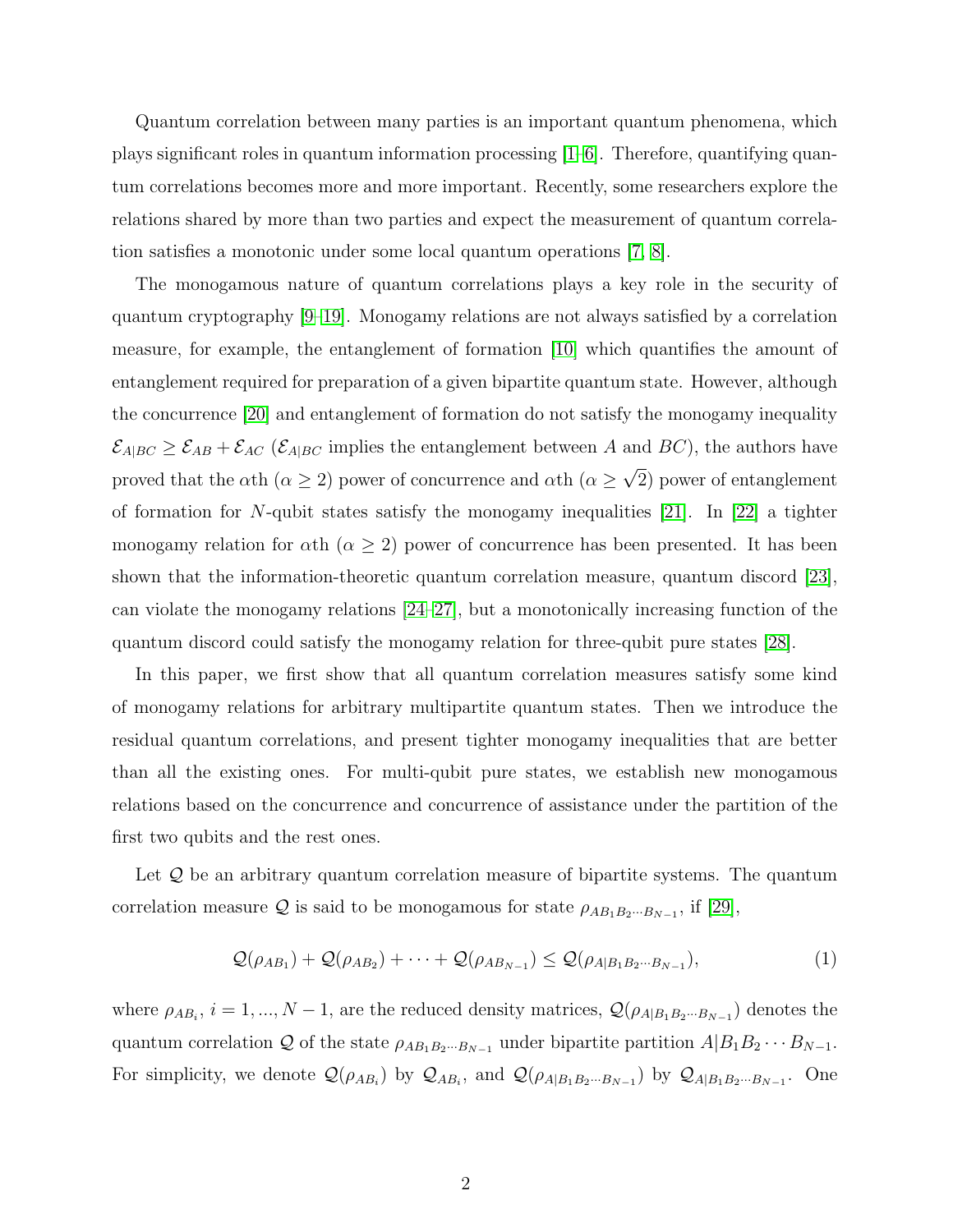Quantum correlation between many parties is an important quantum phenomena, which plays significant roles in quantum information processing [1–6]. Therefore, quantifying quantum correlations becomes more and more important. Recently, some researchers explore the relations shared by more than two parties and expect the measurement of quantum correlation satisfies a monotonic under some local quantum operations [7, 8].

The monogamous nature of quantum correlations plays a key role in the security of quantum cryptography [9–19]. Monogamy relations are not always satisfied by a correlation measure, for example, the entanglement of formation [10] which quantifies the amount of entanglement required for preparation of a given bipartite quantum state. However, although the concurrence [20] and entanglement of formation do not satisfy the monogamy inequality $\mathcal{E}_{A|BC} \geq \mathcal{E}_{AB} + \mathcal{E}_{AC}$ ($\mathcal{E}_{A|BC}$ implies the entanglement between $A$ and $BC$), the authors have proved that the $\alpha$th ($\alpha \geq 2$) power of concurrence and $\alpha$th ($\alpha \geq \sqrt{2}$) power of entanglement of formation for $N$-qubit states satisfy the monogamy inequalities [21]. In [22] a tighter monogamy relation for $\alpha$th ($\alpha \geq 2$) power of concurrence has been presented. It has been shown that the information-theoretic quantum correlation measure, quantum discord [23], can violate the monogamy relations [24–27], but a monotonically increasing function of the quantum discord could satisfy the monogamy relation for three-qubit pure states [28].

In this paper, we first show that all quantum correlation measures satisfy some kind of monogamy relations for arbitrary multipartite quantum states. Then we introduce the residual quantum correlations, and present tighter monogamy inequalities that are better than all the existing ones. For multi-qubit pure states, we establish new monogamous relations based on the concurrence and concurrence of assistance under the partition of the first two qubits and the rest ones.

Let $\mathcal{Q}$ be an arbitrary quantum correlation measure of bipartite systems. The quantum correlation measure $\mathcal{Q}$ is said to be monogamous for state $\rho_{AB_1B_2\cdots B_{N-1}}$, if [29],

$$\mathcal{Q}(\rho_{AB_1}) + \mathcal{Q}(\rho_{AB_2}) + \cdots + \mathcal{Q}(\rho_{AB_{N-1}}) \leq \mathcal{Q}(\rho_{A|B_1B_2\cdots B_{N-1}}), \tag{1}$$

where $\rho_{AB_i}$, $i = 1, ..., N-1$, are the reduced density matrices, $\mathcal{Q}(\rho_{A|B_1B_2\cdots B_{N-1}})$ denotes the quantum correlation $\mathcal{Q}$ of the state $\rho_{AB_1B_2\cdots B_{N-1}}$ under bipartite partition $A|B_1B_2\cdots B_{N-1}$. For simplicity, we denote $\mathcal{Q}(\rho_{AB_i})$ by $\mathcal{Q}_{AB_i}$, and $\mathcal{Q}(\rho_{A|B_1B_2\cdots B_{N-1}})$ by $\mathcal{Q}_{A|B_1B_2\cdots B_{N-1}}$. One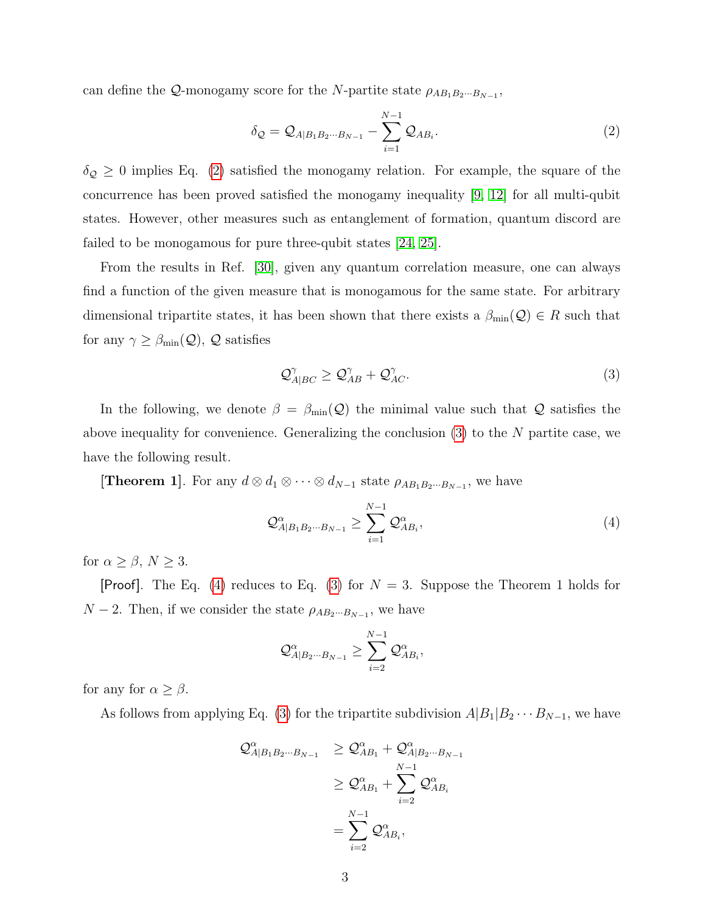can define the $\mathcal{Q}$-monogamy score for the $N$-partite state $\rho_{AB_1B_2\cdots B_{N-1}}$,

$$\delta_{\mathcal{Q}} = \mathcal{Q}_{A|B_1B_2\cdots B_{N-1}} - \sum_{i=1}^{N-1} \mathcal{Q}_{AB_i}. \tag{2}$$

$\delta_{\mathcal{Q}} \geq 0$ implies Eq. (2) satisfied the monogamy relation. For example, the square of the concurrence has been proved satisfied the monogamy inequality [9, 12] for all multi-qubit states. However, other measures such as entanglement of formation, quantum discord are failed to be monogamous for pure three-qubit states [24, 25].

From the results in Ref. [30], given any quantum correlation measure, one can always find a function of the given measure that is monogamous for the same state. For arbitrary dimensional tripartite states, it has been shown that there exists a $\beta_{\min}(\mathcal{Q}) \in R$ such that for any $\gamma \geq \beta_{\min}(\mathcal{Q})$, $\mathcal{Q}$ satisfies

$$\mathcal{Q}^{\gamma}_{A|BC} \geq \mathcal{Q}^{\gamma}_{AB} + \mathcal{Q}^{\gamma}_{AC}. \tag{3}$$

In the following, we denote $\beta = \beta_{\min}(\mathcal{Q})$ the minimal value such that $\mathcal{Q}$ satisfies the above inequality for convenience. Generalizing the conclusion (3) to the $N$ partite case, we have the following result.

**[Theorem 1]**. For any $d \otimes d_1 \otimes \cdots \otimes d_{N-1}$ state $\rho_{AB_1B_2\cdots B_{N-1}}$, we have

$$\mathcal{Q}^{\alpha}_{A|B_1B_2\cdots B_{N-1}} \geq \sum_{i=1}^{N-1} \mathcal{Q}^{\alpha}_{AB_i}, \tag{4}$$

for $\alpha \geq \beta$, $N \geq 3$.

[Proof]. The Eq. (4) reduces to Eq. (3) for $N = 3$. Suppose the Theorem 1 holds for $N - 2$. Then, if we consider the state $\rho_{AB_2\cdots B_{N-1}}$, we have

$$\mathcal{Q}^{\alpha}_{A|B_2\cdots B_{N-1}} \geq \sum_{i=2}^{N-1} \mathcal{Q}^{\alpha}_{AB_i},$$

for any for $\alpha \geq \beta$.

As follows from applying Eq. (3) for the tripartite subdivision $A|B_1|B_2\cdots B_{N-1}$, we have

$$\begin{aligned}
\mathcal{Q}^{\alpha}_{A|B_1B_2\cdots B_{N-1}} &\geq \mathcal{Q}^{\alpha}_{AB_1} + \mathcal{Q}^{\alpha}_{A|B_2\cdots B_{N-1}} \\
&\geq \mathcal{Q}^{\alpha}_{AB_1} + \sum_{i=2}^{N-1} \mathcal{Q}^{\alpha}_{AB_i} \\
&= \sum_{i=2}^{N-1} \mathcal{Q}^{\alpha}_{AB_i},
\end{aligned}$$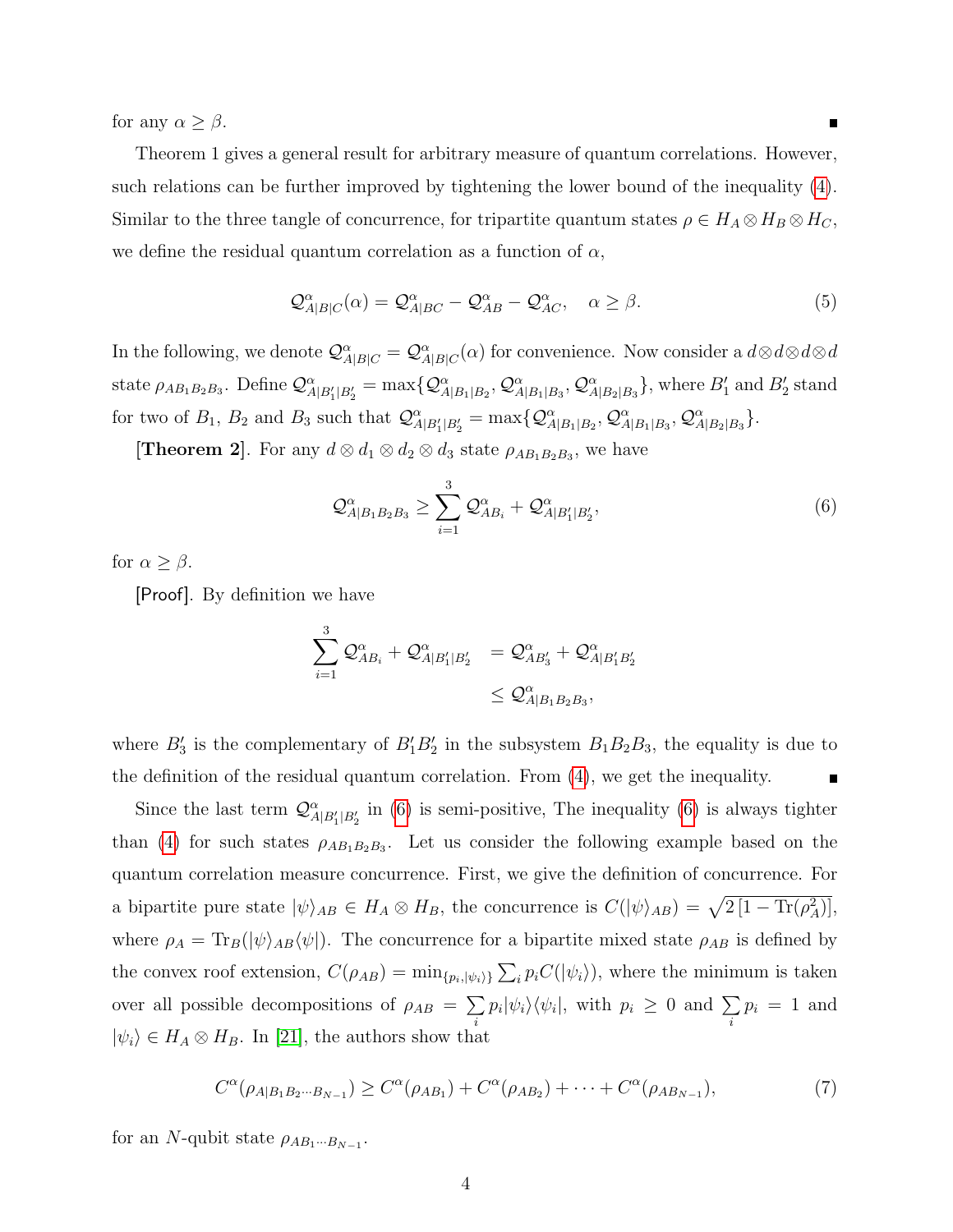for any $\alpha \geq \beta$. ∎

Theorem 1 gives a general result for arbitrary measure of quantum correlations. However, such relations can be further improved by tightening the lower bound of the inequality (4). Similar to the three tangle of concurrence, for tripartite quantum states $\rho \in H_A \otimes H_B \otimes H_C$, we define the residual quantum correlation as a function of $\alpha$,

$$\mathcal{Q}^{\alpha}_{A|B|C}(\alpha) = \mathcal{Q}^{\alpha}_{A|BC} - \mathcal{Q}^{\alpha}_{AB} - \mathcal{Q}^{\alpha}_{AC}, \quad \alpha \geq \beta. \tag{5}$$

In the following, we denote $\mathcal{Q}^{\alpha}_{A|B|C} = \mathcal{Q}^{\alpha}_{A|B|C}(\alpha)$ for convenience. Now consider a $d\otimes d\otimes d\otimes d$ state $\rho_{AB_1B_2B_3}$. Define $\mathcal{Q}^{\alpha}_{A|B'_1|B'_2} = \max\{\mathcal{Q}^{\alpha}_{A|B_1|B_2}, \mathcal{Q}^{\alpha}_{A|B_1|B_3}, \mathcal{Q}^{\alpha}_{A|B_2|B_3}\}$, where $B'_1$ and $B'_2$ stand for two of $B_1$, $B_2$ and $B_3$ such that $\mathcal{Q}^{\alpha}_{A|B'_1|B'_2} = \max\{\mathcal{Q}^{\alpha}_{A|B_1|B_2}, \mathcal{Q}^{\alpha}_{A|B_1|B_3}, \mathcal{Q}^{\alpha}_{A|B_2|B_3}\}$.

**[Theorem 2]**. For any $d \otimes d_1 \otimes d_2 \otimes d_3$ state $\rho_{AB_1B_2B_3}$, we have

$$\mathcal{Q}^{\alpha}_{A|B_1B_2B_3} \geq \sum_{i=1}^{3} \mathcal{Q}^{\alpha}_{AB_i} + \mathcal{Q}^{\alpha}_{A|B'_1|B'_2}, \tag{6}$$

for $\alpha \geq \beta$.

[Proof]. By definition we have

$$\begin{aligned} \sum_{i=1}^{3} \mathcal{Q}^{\alpha}_{AB_i} + \mathcal{Q}^{\alpha}_{A|B'_1|B'_2} &= \mathcal{Q}^{\alpha}_{AB'_3} + \mathcal{Q}^{\alpha}_{A|B'_1B'_2} \\ &\leq \mathcal{Q}^{\alpha}_{A|B_1B_2B_3}, \end{aligned}$$

where $B'_3$ is the complementary of $B'_1B'_2$ in the subsystem $B_1B_2B_3$, the equality is due to the definition of the residual quantum correlation. From (4), we get the inequality. ∎

Since the last term $\mathcal{Q}^{\alpha}_{A|B'_1|B'_2}$ in (6) is semi-positive, The inequality (6) is always tighter than (4) for such states $\rho_{AB_1B_2B_3}$. Let us consider the following example based on the quantum correlation measure concurrence. First, we give the definition of concurrence. For a bipartite pure state $|\psi\rangle_{AB} \in H_A \otimes H_B$, the concurrence is $C(|\psi\rangle_{AB}) = \sqrt{2\left[1 - \mathrm{Tr}(\rho_A^2)\right]}$, where $\rho_A = \mathrm{Tr}_B(|\psi\rangle_{AB}\langle\psi|)$. The concurrence for a bipartite mixed state $\rho_{AB}$ is defined by the convex roof extension, $C(\rho_{AB}) = \min_{\{p_i,|\psi_i\rangle\}} \sum_i p_i C(|\psi_i\rangle)$, where the minimum is taken over all possible decompositions of $\rho_{AB} = \sum_i p_i|\psi_i\rangle\langle\psi_i|$, with $p_i \geq 0$ and $\sum_i p_i = 1$ and $|\psi_i\rangle \in H_A \otimes H_B$. In [21], the authors show that

$$C^{\alpha}(\rho_{A|B_1B_2\cdots B_{N-1}}) \geq C^{\alpha}(\rho_{AB_1}) + C^{\alpha}(\rho_{AB_2}) + \cdots + C^{\alpha}(\rho_{AB_{N-1}}), \tag{7}$$

for an $N$-qubit state $\rho_{AB_1\cdots B_{N-1}}$.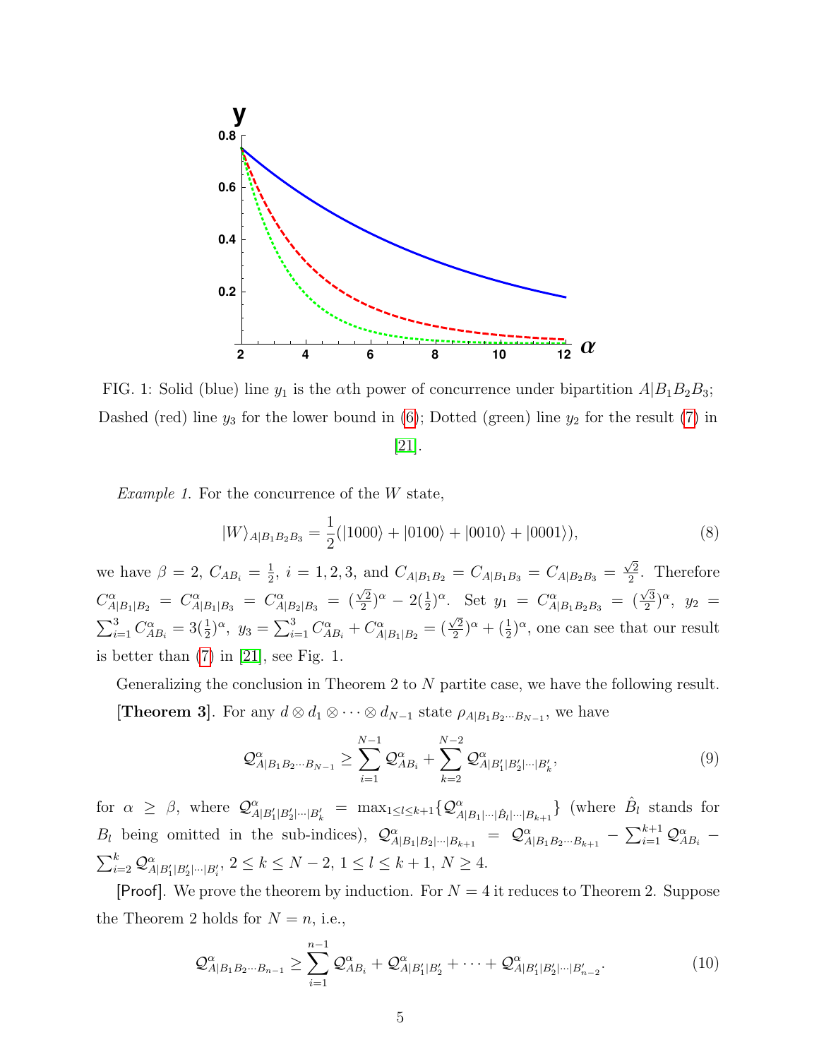FIG. 1: Solid (blue) line $y_1$ is the $\alpha$th power of concurrence under bipartition $A|B_1B_2B_3$; Dashed (red) line $y_3$ for the lower bound in (6); Dotted (green) line $y_2$ for the result (7) in [21].

*Example 1.* For the concurrence of the $W$ state,

$$|W\rangle_{A|B_1B_2B_3} = \frac{1}{2}(|1000\rangle + |0100\rangle + |0010\rangle + |0001\rangle), \tag{8}$$

we have $\beta = 2$, $C_{AB_i} = \frac{1}{2}$, $i = 1, 2, 3$, and $C_{A|B_1B_2} = C_{A|B_1B_3} = C_{A|B_2B_3} = \frac{\sqrt{2}}{2}$. Therefore $C^{\alpha}_{A|B_1|B_2} = C^{\alpha}_{A|B_1|B_3} = C^{\alpha}_{A|B_2|B_3} = (\frac{\sqrt{2}}{2})^{\alpha} - 2(\frac{1}{2})^{\alpha}$. Set $y_1 = C^{\alpha}_{A|B_1B_2B_3} = (\frac{\sqrt{3}}{2})^{\alpha}$, $y_2 = \sum_{i=1}^{3} C^{\alpha}_{AB_i} = 3(\frac{1}{2})^{\alpha}$, $y_3 = \sum_{i=1}^{3} C^{\alpha}_{AB_i} + C^{\alpha}_{A|B_1|B_2} = (\frac{\sqrt{2}}{2})^{\alpha} + (\frac{1}{2})^{\alpha}$, one can see that our result is better than (7) in [21], see Fig. 1.

Generalizing the conclusion in Theorem 2 to $N$ partite case, we have the following result.

**[Theorem 3]**. For any $d \otimes d_1 \otimes \cdots \otimes d_{N-1}$ state $\rho_{A|B_1B_2\cdots B_{N-1}}$, we have

$$\mathcal{Q}^{\alpha}_{A|B_1B_2\cdots B_{N-1}} \geq \sum_{i=1}^{N-1} \mathcal{Q}^{\alpha}_{AB_i} + \sum_{k=2}^{N-2} \mathcal{Q}^{\alpha}_{A|B'_1|B'_2|\cdots|B'_k}, \tag{9}$$

for $\alpha \geq \beta$, where $\mathcal{Q}^{\alpha}_{A|B'_1|B'_2|\cdots|B'_k} = \max_{1\leq l\leq k+1}\{\mathcal{Q}^{\alpha}_{A|B_1|\cdots|\hat{B}_l|\cdots|B_{k+1}}\}$ (where $\hat{B}_l$ stands for $B_l$ being omitted in the sub-indices), $\mathcal{Q}^{\alpha}_{A|B_1|B_2|\cdots|B_{k+1}} = \mathcal{Q}^{\alpha}_{A|B_1B_2\cdots B_{k+1}} - \sum_{i=1}^{k+1} \mathcal{Q}^{\alpha}_{AB_i} - \sum_{i=2}^{k} \mathcal{Q}^{\alpha}_{A|B'_1|B'_2|\cdots|B'_i}$, $2 \leq k \leq N-2$, $1 \leq l \leq k+1$, $N \geq 4$.

[Proof]. We prove the theorem by induction. For $N = 4$ it reduces to Theorem 2. Suppose the Theorem 2 holds for $N = n$, i.e.,

$$\mathcal{Q}^{\alpha}_{A|B_1B_2\cdots B_{n-1}} \geq \sum_{i=1}^{n-1} \mathcal{Q}^{\alpha}_{AB_i} + \mathcal{Q}^{\alpha}_{A|B'_1|B'_2} + \cdots + \mathcal{Q}^{\alpha}_{A|B'_1|B'_2|\cdots|B'_{n-2}}. \tag{10}$$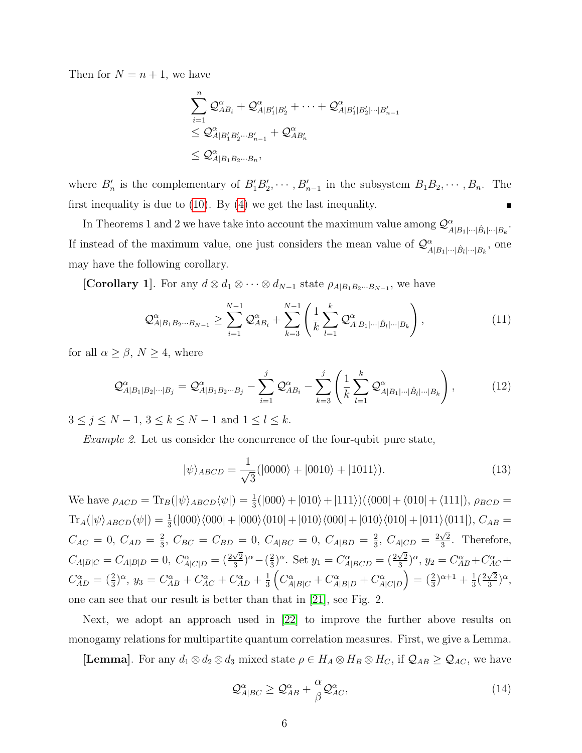Then for $N = n + 1$, we have

$$
\begin{aligned}
&\sum_{i=1}^{n} \mathcal{Q}^{\alpha}_{AB_i} + \mathcal{Q}^{\alpha}_{A|B'_1|B'_2} + \cdots + \mathcal{Q}^{\alpha}_{A|B'_1|B'_2|\cdots|B'_{n-1}} \\
&\leq \mathcal{Q}^{\alpha}_{A|B'_1B'_2\cdots B'_{n-1}} + \mathcal{Q}^{\alpha}_{AB'_n} \\
&\leq \mathcal{Q}^{\alpha}_{A|B_1B_2\cdots B_n},
\end{aligned}
$$

where $B'_n$ is the complementary of $B'_1B'_2, \cdots, B'_{n-1}$ in the subsystem $B_1B_2, \cdots, B_n$. The first inequality is due to (10). By (4) we get the last inequality. ∎

In Theorems 1 and 2 we have take into account the maximum value among $\mathcal{Q}^{\alpha}_{A|B_1|\cdots|\hat{B}_l|\cdots|B_k}$. If instead of the maximum value, one just considers the mean value of $\mathcal{Q}^{\alpha}_{A|B_1|\cdots|\hat{B}_l|\cdots|B_k}$, one may have the following corollary.

**[Corollary 1]**. For any $d \otimes d_1 \otimes \cdots \otimes d_{N-1}$ state $\rho_{A|B_1B_2\cdots B_{N-1}}$, we have

$$
\mathcal{Q}^{\alpha}_{A|B_1B_2\cdots B_{N-1}} \geq \sum_{i=1}^{N-1} \mathcal{Q}^{\alpha}_{AB_i} + \sum_{k=3}^{N-1} \left( \frac{1}{k} \sum_{l=1}^{k} \mathcal{Q}^{\alpha}_{A|B_1|\cdots|\hat{B}_l|\cdots|B_k} \right), \tag{11}
$$

for all $\alpha \geq \beta$, $N \geq 4$, where

$$
\mathcal{Q}^{\alpha}_{A|B_1|B_2|\cdots|B_j} = \mathcal{Q}^{\alpha}_{A|B_1B_2\cdots B_j} - \sum_{i=1}^{j} \mathcal{Q}^{\alpha}_{AB_i} - \sum_{k=3}^{j} \left( \frac{1}{k} \sum_{l=1}^{k} \mathcal{Q}^{\alpha}_{A|B_1|\cdots|\hat{B}_l|\cdots|B_k} \right), \tag{12}
$$

$3 \leq j \leq N-1$, $3 \leq k \leq N-1$ and $1 \leq l \leq k$.

*Example 2*. Let us consider the concurrence of the four-qubit pure state,

$$
|\psi\rangle_{ABCD} = \frac{1}{\sqrt{3}}(|0000\rangle + |0010\rangle + |1011\rangle). \tag{13}
$$

We have $\rho_{ACD} = \mathrm{Tr}_B(|\psi\rangle_{ABCD}\langle\psi|) = \frac{1}{3}(|000\rangle + |010\rangle + |111\rangle)(\langle 000| + \langle 010| + \langle 111|)$, $\rho_{BCD} = \mathrm{Tr}_A(|\psi\rangle_{ABCD}\langle\psi|) = \frac{1}{3}(|000\rangle\langle 000| + |000\rangle\langle 010| + |010\rangle\langle 000| + |010\rangle\langle 010| + |011\rangle\langle 011|)$, $C_{AB} = C_{AC} = 0$, $C_{AD} = \frac{2}{3}$, $C_{BC} = C_{BD} = 0$, $C_{A|BC} = 0$, $C_{A|BD} = \frac{2}{3}$, $C_{A|CD} = \frac{2\sqrt{2}}{3}$. Therefore, $C_{A|B|C} = C_{A|B|D} = 0$, $C^{\alpha}_{A|C|D} = (\frac{2\sqrt{2}}{3})^{\alpha} - (\frac{2}{3})^{\alpha}$. Set $y_1 = C^{\alpha}_{A|BCD} = (\frac{2\sqrt{2}}{3})^{\alpha}$, $y_2 = C^{\alpha}_{AB} + C^{\alpha}_{AC} + C^{\alpha}_{AD} = (\frac{2}{3})^{\alpha}$, $y_3 = C^{\alpha}_{AB} + C^{\alpha}_{AC} + C^{\alpha}_{AD} + \frac{1}{3}\left(C^{\alpha}_{A|B|C} + C^{\alpha}_{A|B|D} + C^{\alpha}_{A|C|D}\right) = (\frac{2}{3})^{\alpha+1} + \frac{1}{3}(\frac{2\sqrt{2}}{3})^{\alpha}$, one can see that our result is better than that in [21], see Fig. 2.

Next, we adopt an approach used in [22] to improve the further above results on monogamy relations for multipartite quantum correlation measures. First, we give a Lemma.

**[Lemma]**. For any $d_1 \otimes d_2 \otimes d_3$ mixed state $\rho \in H_A \otimes H_B \otimes H_C$, if $\mathcal{Q}_{AB} \geq \mathcal{Q}_{AC}$, we have

$$
\mathcal{Q}^{\alpha}_{A|BC} \geq \mathcal{Q}^{\alpha}_{AB} + \frac{\alpha}{\beta}\mathcal{Q}^{\alpha}_{AC}, \tag{14}
$$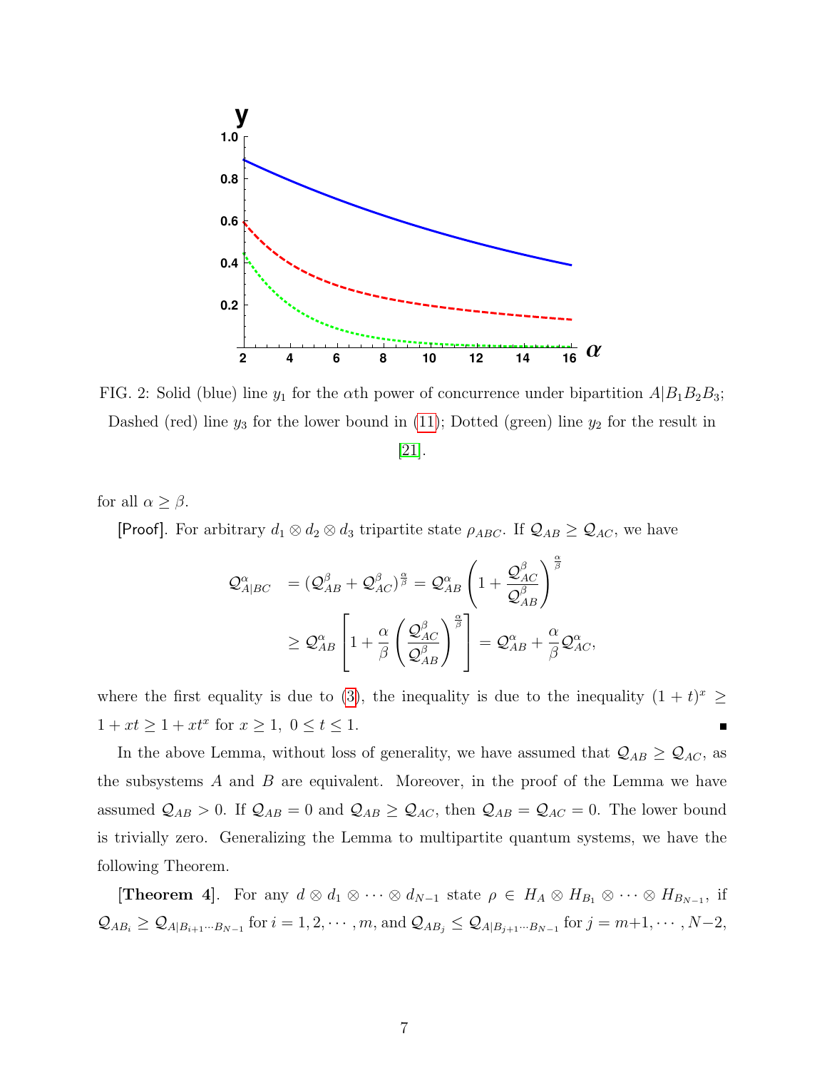FIG. 2: Solid (blue) line $y_1$ for the $\alpha$th power of concurrence under bipartition $A|B_1B_2B_3$; Dashed (red) line $y_3$ for the lower bound in (11); Dotted (green) line $y_2$ for the result in [21].

for all $\alpha \geq \beta$.

[Proof]. For arbitrary $d_1 \otimes d_2 \otimes d_3$ tripartite state $\rho_{ABC}$. If $\mathcal{Q}_{AB} \geq \mathcal{Q}_{AC}$, we have

$$
\begin{aligned}
\mathcal{Q}^{\alpha}_{A|BC} &= (\mathcal{Q}^{\beta}_{AB} + \mathcal{Q}^{\beta}_{AC})^{\frac{\alpha}{\beta}} = \mathcal{Q}^{\alpha}_{AB}\left(1 + \frac{\mathcal{Q}^{\beta}_{AC}}{\mathcal{Q}^{\beta}_{AB}}\right)^{\frac{\alpha}{\beta}} \\
&\geq \mathcal{Q}^{\alpha}_{AB}\left[1 + \frac{\alpha}{\beta}\left(\frac{\mathcal{Q}^{\beta}_{AC}}{\mathcal{Q}^{\beta}_{AB}}\right)^{\frac{\alpha}{\beta}}\right] = \mathcal{Q}^{\alpha}_{AB} + \frac{\alpha}{\beta}\mathcal{Q}^{\alpha}_{AC},
\end{aligned}
$$

where the first equality is due to (3), the inequality is due to the inequality $(1+t)^x \geq 1 + xt \geq 1 + xt^x$ for $x \geq 1,\ 0 \leq t \leq 1$. ∎

In the above Lemma, without loss of generality, we have assumed that $\mathcal{Q}_{AB} \geq \mathcal{Q}_{AC}$, as the subsystems $A$ and $B$ are equivalent. Moreover, in the proof of the Lemma we have assumed $\mathcal{Q}_{AB} > 0$. If $\mathcal{Q}_{AB} = 0$ and $\mathcal{Q}_{AB} \geq \mathcal{Q}_{AC}$, then $\mathcal{Q}_{AB} = \mathcal{Q}_{AC} = 0$. The lower bound is trivially zero. Generalizing the Lemma to multipartite quantum systems, we have the following Theorem.

**[Theorem 4]**. For any $d \otimes d_1 \otimes \cdots \otimes d_{N-1}$ state $\rho \in H_A \otimes H_{B_1} \otimes \cdots \otimes H_{B_{N-1}}$, if $\mathcal{Q}_{AB_i} \geq \mathcal{Q}_{A|B_{i+1}\cdots B_{N-1}}$ for $i = 1, 2, \cdots, m$, and $\mathcal{Q}_{AB_j} \leq \mathcal{Q}_{A|B_{j+1}\cdots B_{N-1}}$ for $j = m+1, \cdots, N-2$,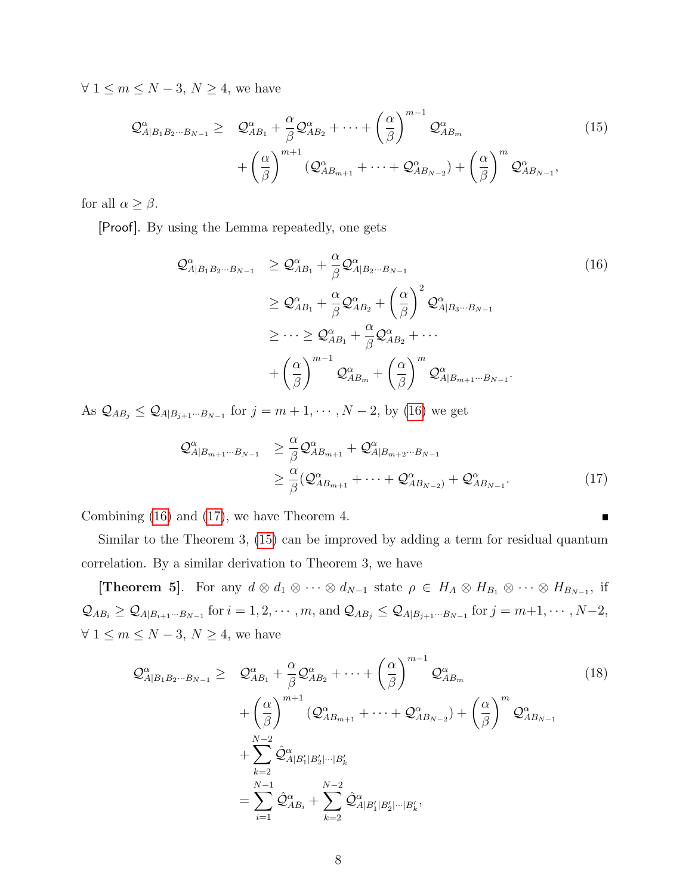$\forall\ 1 \leq m \leq N-3$, $N \geq 4$, we have

$$
\begin{aligned}
\mathcal{Q}^{\alpha}_{A|B_1B_2\cdots B_{N-1}} \geq \quad & \mathcal{Q}^{\alpha}_{AB_1} + \frac{\alpha}{\beta}\mathcal{Q}^{\alpha}_{AB_2} + \cdots + \left(\frac{\alpha}{\beta}\right)^{m-1}\mathcal{Q}^{\alpha}_{AB_m} \\
& + \left(\frac{\alpha}{\beta}\right)^{m+1}(\mathcal{Q}^{\alpha}_{AB_{m+1}} + \cdots + \mathcal{Q}^{\alpha}_{AB_{N-2}}) + \left(\frac{\alpha}{\beta}\right)^{m}\mathcal{Q}^{\alpha}_{AB_{N-1}},
\end{aligned} \tag{15}
$$

for all $\alpha \geq \beta$.

[Proof]. By using the Lemma repeatedly, one gets

$$
\begin{aligned}
\mathcal{Q}^{\alpha}_{A|B_1B_2\cdots B_{N-1}} & \geq \mathcal{Q}^{\alpha}_{AB_1} + \frac{\alpha}{\beta}\mathcal{Q}^{\alpha}_{A|B_2\cdots B_{N-1}} \\
& \geq \mathcal{Q}^{\alpha}_{AB_1} + \frac{\alpha}{\beta}\mathcal{Q}^{\alpha}_{AB_2} + \left(\frac{\alpha}{\beta}\right)^{2}\mathcal{Q}^{\alpha}_{A|B_3\cdots B_{N-1}} \\
& \geq \cdots \geq \mathcal{Q}^{\alpha}_{AB_1} + \frac{\alpha}{\beta}\mathcal{Q}^{\alpha}_{AB_2} + \cdots \\
& + \left(\frac{\alpha}{\beta}\right)^{m-1}\mathcal{Q}^{\alpha}_{AB_m} + \left(\frac{\alpha}{\beta}\right)^{m}\mathcal{Q}^{\alpha}_{A|B_{m+1}\cdots B_{N-1}}.
\end{aligned} \tag{16}
$$

As $\mathcal{Q}_{AB_j} \leq \mathcal{Q}_{A|B_{j+1}\cdots B_{N-1}}$ for $j = m+1, \cdots, N-2$, by (16) we get

$$
\begin{aligned}
\mathcal{Q}^{\alpha}_{A|B_{m+1}\cdots B_{N-1}} & \geq \frac{\alpha}{\beta}\mathcal{Q}^{\alpha}_{AB_{m+1}} + \mathcal{Q}^{\alpha}_{A|B_{m+2}\cdots B_{N-1}} \\
& \geq \frac{\alpha}{\beta}(\mathcal{Q}^{\alpha}_{AB_{m+1}} + \cdots + \mathcal{Q}^{\alpha}_{AB_{N-2}}) + \mathcal{Q}^{\alpha}_{AB_{N-1}}.
\end{aligned} \tag{17}
$$

Combining (16) and (17), we have Theorem 4. ∎

Similar to the Theorem 3, (15) can be improved by adding a term for residual quantum correlation. By a similar derivation to Theorem 3, we have

**[Theorem 5]**. For any $d \otimes d_1 \otimes \cdots \otimes d_{N-1}$ state $\rho \in H_A \otimes H_{B_1} \otimes \cdots \otimes H_{B_{N-1}}$, if $\mathcal{Q}_{AB_i} \geq \mathcal{Q}_{A|B_{i+1}\cdots B_{N-1}}$ for $i = 1, 2, \cdots, m$, and $\mathcal{Q}_{AB_j} \leq \mathcal{Q}_{A|B_{j+1}\cdots B_{N-1}}$ for $j = m+1, \cdots, N-2$, $\forall\ 1 \leq m \leq N-3$, $N \geq 4$, we have

$$
\begin{aligned}
\mathcal{Q}^{\alpha}_{A|B_1B_2\cdots B_{N-1}} \geq \quad & \mathcal{Q}^{\alpha}_{AB_1} + \frac{\alpha}{\beta}\mathcal{Q}^{\alpha}_{AB_2} + \cdots + \left(\frac{\alpha}{\beta}\right)^{m-1}\mathcal{Q}^{\alpha}_{AB_m} \\
& + \left(\frac{\alpha}{\beta}\right)^{m+1}(\mathcal{Q}^{\alpha}_{AB_{m+1}} + \cdots + \mathcal{Q}^{\alpha}_{AB_{N-2}}) + \left(\frac{\alpha}{\beta}\right)^{m}\mathcal{Q}^{\alpha}_{AB_{N-1}} \\
& + \sum_{k=2}^{N-2}\hat{\mathcal{Q}}^{\alpha}_{A|B'_1|B'_2|\cdots|B'_k} \\
& = \sum_{i=1}^{N-1}\hat{\mathcal{Q}}^{\alpha}_{AB_i} + \sum_{k=2}^{N-2}\hat{\mathcal{Q}}^{\alpha}_{A|B'_1|B'_2|\cdots|B'_k},
\end{aligned} \tag{18}
$$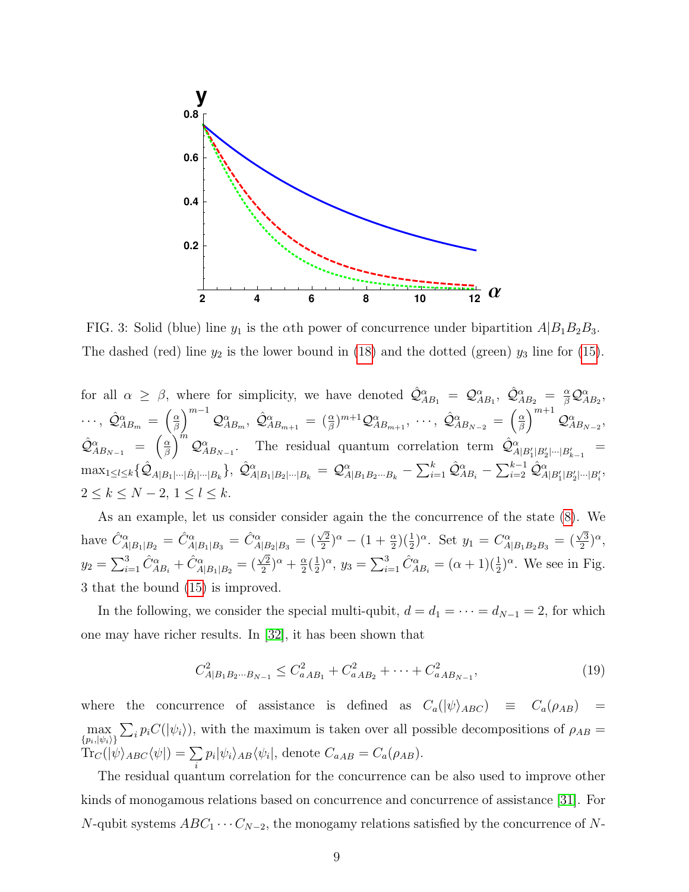FIG. 3: Solid (blue) line $y_1$ is the $\alpha$th power of concurrence under bipartition $A|B_1B_2B_3$. The dashed (red) line $y_2$ is the lower bound in (18) and the dotted (green) $y_3$ line for (15).

for all $\alpha \geq \beta$, where for simplicity, we have denoted $\hat{\mathcal{Q}}^{\alpha}_{AB_1} = \mathcal{Q}^{\alpha}_{AB_1}$, $\hat{\mathcal{Q}}^{\alpha}_{AB_2} = \frac{\alpha}{\beta}\mathcal{Q}^{\alpha}_{AB_2}$, $\cdots$, $\hat{\mathcal{Q}}^{\alpha}_{AB_m} = \left(\frac{\alpha}{\beta}\right)^{m-1}\mathcal{Q}^{\alpha}_{AB_m}$, $\hat{\mathcal{Q}}^{\alpha}_{AB_{m+1}} = (\frac{\alpha}{\beta})^{m+1}\mathcal{Q}^{\alpha}_{AB_{m+1}}$, $\cdots$, $\hat{\mathcal{Q}}^{\alpha}_{AB_{N-2}} = \left(\frac{\alpha}{\beta}\right)^{m+1}\mathcal{Q}^{\alpha}_{AB_{N-2}}$, $\hat{\mathcal{Q}}^{\alpha}_{AB_{N-1}} = \left(\frac{\alpha}{\beta}\right)^{m}\mathcal{Q}^{\alpha}_{AB_{N-1}}$. The residual quantum correlation term $\hat{\mathcal{Q}}^{\alpha}_{A|B'_1|B'_2|\cdots|B'_{k-1}} = \max_{1\leq l\leq k}\{\hat{\mathcal{Q}}_{A|B_1|\cdots|\hat{B}_l|\cdots|B_k}\}$, $\hat{\mathcal{Q}}^{\alpha}_{A|B_1|B_2|\cdots|B_k} = \mathcal{Q}^{\alpha}_{A|B_1B_2\cdots B_k} - \sum_{i=1}^{k}\hat{\mathcal{Q}}^{\alpha}_{AB_i} - \sum_{i=2}^{k-1}\hat{\mathcal{Q}}^{\alpha}_{A|B'_1|B'_2|\cdots|B'_i}$, $2\leq k\leq N-2$, $1\leq l\leq k$.

As an example, let us consider consider again the the concurrence of the state (8). We have $\hat{C}^{\alpha}_{A|B_1|B_2} = \hat{C}^{\alpha}_{A|B_1|B_3} = \hat{C}^{\alpha}_{A|B_2|B_3} = (\frac{\sqrt{2}}{2})^{\alpha} - (1+\frac{\alpha}{2})(\frac{1}{2})^{\alpha}$. Set $y_1 = C^{\alpha}_{A|B_1B_2B_3} = (\frac{\sqrt{3}}{2})^{\alpha}$, $y_2 = \sum_{i=1}^{3}\hat{C}^{\alpha}_{AB_i} + \hat{C}^{\alpha}_{A|B_1|B_2} = (\frac{\sqrt{2}}{2})^{\alpha} + \frac{\alpha}{2}(\frac{1}{2})^{\alpha}$, $y_3 = \sum_{i=1}^{3}\hat{C}^{\alpha}_{AB_i} = (\alpha+1)(\frac{1}{2})^{\alpha}$. We see in Fig. 3 that the bound (15) is improved.

In the following, we consider the special multi-qubit, $d = d_1 = \cdots = d_{N-1} = 2$, for which one may have richer results. In [32], it has been shown that

$$C^2_{A|B_1B_2\cdots B_{N-1}} \leq C^2_{a\,AB_1} + C^2_{a\,AB_2} + \cdots + C^2_{a\,AB_{N-1}}, \tag{19}$$

where the concurrence of assistance is defined as $C_a(|\psi\rangle_{ABC}) \equiv C_a(\rho_{AB}) = \max_{\{p_i,|\psi_i\rangle\}}\sum_i p_i C(|\psi_i\rangle)$, with the maximum is taken over all possible decompositions of $\rho_{AB} = \mathrm{Tr}_C(|\psi\rangle_{ABC}\langle\psi|) = \sum_i p_i|\psi_i\rangle_{AB}\langle\psi_i|$, denote $C_{a\,AB} = C_a(\rho_{AB})$.

The residual quantum correlation for the concurrence can be also used to improve other kinds of monogamous relations based on concurrence and concurrence of assistance [31]. For $N$-qubit systems $ABC_1\cdots C_{N-2}$, the monogamy relations satisfied by the concurrence of $N$-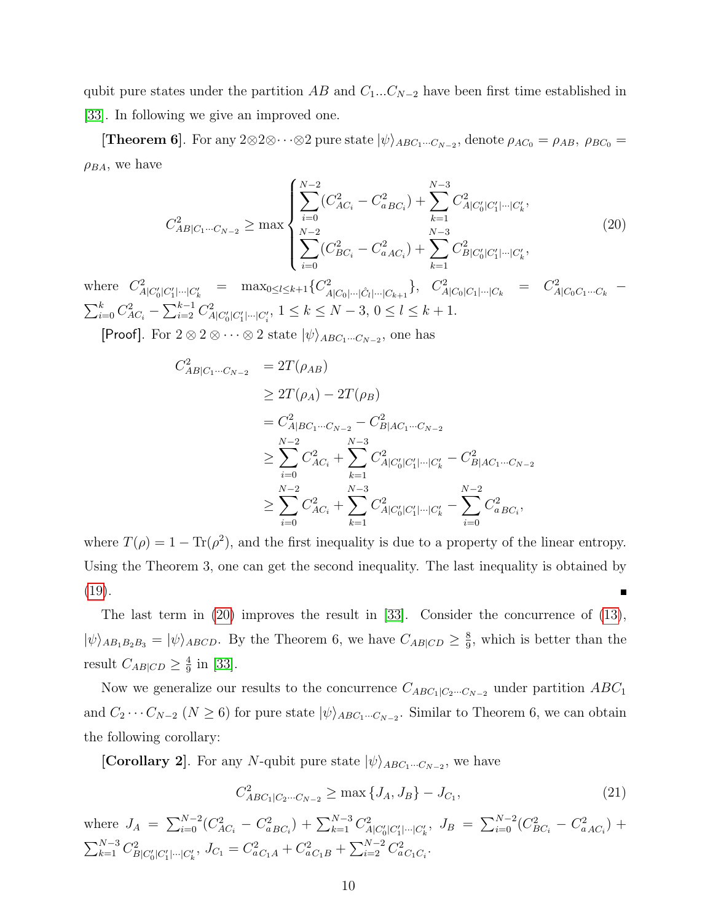qubit pure states under the partition $AB$ and $C_1...C_{N-2}$ have been first time established in [33]. In following we give an improved one.

**[Theorem 6]**. For any $2\otimes2\otimes\cdots\otimes2$ pure state $|\psi\rangle_{ABC_1\cdots C_{N-2}}$, denote $\rho_{AC_0}=\rho_{AB},\ \rho_{BC_0}=\rho_{BA}$, we have

$$
C^2_{AB|C_1\cdots C_{N-2}} \geq \max\begin{cases}\displaystyle\sum_{i=0}^{N-2}(C^2_{AC_i}-C^2_{a\,BC_i})+\sum_{k=1}^{N-3}C^2_{A|C'_0|C'_1|\cdots|C'_k},\\ \displaystyle\sum_{i=0}^{N-2}(C^2_{BC_i}-C^2_{a\,AC_i})+\sum_{k=1}^{N-3}C^2_{B|C'_0|C'_1|\cdots|C'_k},\end{cases} \tag{20}
$$

where $C^2_{A|C'_0|C'_1|\cdots|C'_k} = \max_{0\leq l\leq k+1}\{C^2_{A|C_0|\cdots|\hat{C}_l|\cdots|C_{k+1}}\}$, $C^2_{A|C_0|C_1|\cdots|C_k} = C^2_{A|C_0C_1\cdots C_k} - \sum_{i=0}^{k}C^2_{AC_i}-\sum_{i=2}^{k-1}C^2_{A|C'_0|C'_1|\cdots|C'_i}$, $1\leq k\leq N-3$, $0\leq l\leq k+1$.

[Proof]. For $2\otimes2\otimes\cdots\otimes2$ state $|\psi\rangle_{ABC_1\cdots C_{N-2}}$, one has

$$
\begin{aligned}
C^2_{AB|C_1\cdots C_{N-2}} &= 2T(\rho_{AB})\\
&\geq 2T(\rho_A)-2T(\rho_B)\\
&= C^2_{A|BC_1\cdots C_{N-2}}-C^2_{B|AC_1\cdots C_{N-2}}\\
&\geq \sum_{i=0}^{N-2}C^2_{AC_i}+\sum_{k=1}^{N-3}C^2_{A|C'_0|C'_1|\cdots|C'_k}-C^2_{B|AC_1\cdots C_{N-2}}\\
&\geq \sum_{i=0}^{N-2}C^2_{AC_i}+\sum_{k=1}^{N-3}C^2_{A|C'_0|C'_1|\cdots|C'_k}-\sum_{i=0}^{N-2}C^2_{a\,BC_i},
\end{aligned}
$$

where $T(\rho)=1-\mathrm{Tr}(\rho^2)$, and the first inequality is due to a property of the linear entropy. Using the Theorem 3, one can get the second inequality. The last inequality is obtained by (19). ∎

The last term in (20) improves the result in [33]. Consider the concurrence of (13), $|\psi\rangle_{AB_1B_2B_3}=|\psi\rangle_{ABCD}$. By the Theorem 6, we have $C_{AB|CD}\geq\frac{8}{9}$, which is better than the result $C_{AB|CD}\geq\frac{4}{9}$ in [33].

Now we generalize our results to the concurrence $C_{ABC_1|C_2\cdots C_{N-2}}$ under partition $ABC_1$ and $C_2\cdots C_{N-2}$ ($N\geq6$) for pure state $|\psi\rangle_{ABC_1\cdots C_{N-2}}$. Similar to Theorem 6, we can obtain the following corollary:

**[Corollary 2]**. For any $N$-qubit pure state $|\psi\rangle_{ABC_1\cdots C_{N-2}}$, we have

$$
C^2_{ABC_1|C_2\cdots C_{N-2}}\geq\max\{J_A,J_B\}-J_{C_1}, \tag{21}
$$

where $J_A=\sum_{i=0}^{N-2}(C^2_{AC_i}-C^2_{a\,BC_i})+\sum_{k=1}^{N-3}C^2_{A|C'_0|C'_1|\cdots|C'_k}$, $J_B=\sum_{i=0}^{N-2}(C^2_{BC_i}-C^2_{a\,AC_i})+\sum_{k=1}^{N-3}C^2_{B|C'_0|C'_1|\cdots|C'_k}$, $J_{C_1}=C^2_{aC_1A}+C^2_{aC_1B}+\sum_{i=2}^{N-2}C^2_{aC_1C_i}$.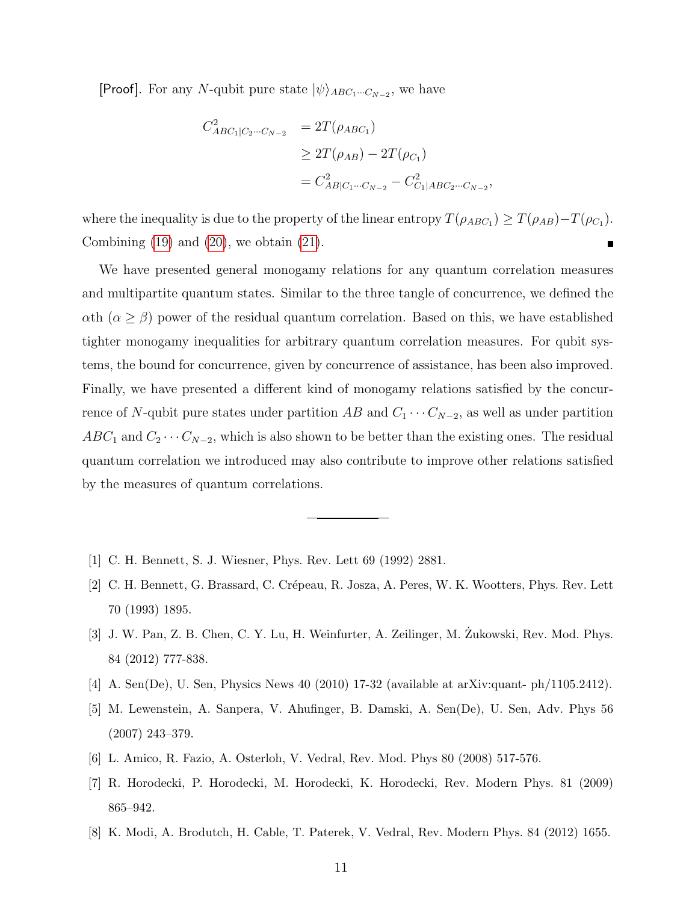[Proof]. For any $N$-qubit pure state $|\psi\rangle_{ABC_1\cdots C_{N-2}}$, we have

$$
\begin{aligned}
C^2_{ABC_1|C_2\cdots C_{N-2}} &= 2T(\rho_{ABC_1}) \\
&\geq 2T(\rho_{AB}) - 2T(\rho_{C_1}) \\
&= C^2_{AB|C_1\cdots C_{N-2}} - C^2_{C_1|ABC_2\cdots C_{N-2}},
\end{aligned}
$$

where the inequality is due to the property of the linear entropy $T(\rho_{ABC_1}) \geq T(\rho_{AB}) - T(\rho_{C_1})$. Combining (19) and (20), we obtain (21). ∎

We have presented general monogamy relations for any quantum correlation measures and multipartite quantum states. Similar to the three tangle of concurrence, we defined the $\alpha$th ($\alpha \geq \beta$) power of the residual quantum correlation. Based on this, we have established tighter monogamy inequalities for arbitrary quantum correlation measures. For qubit systems, the bound for concurrence, given by concurrence of assistance, has been also improved. Finally, we have presented a different kind of monogamy relations satisfied by the concurrence of $N$-qubit pure states under partition $AB$ and $C_1 \cdots C_{N-2}$, as well as under partition $ABC_1$ and $C_2 \cdots C_{N-2}$, which is also shown to be better than the existing ones. The residual quantum correlation we introduced may also contribute to improve other relations satisfied by the measures of quantum correlations.

---

[1] C. H. Bennett, S. J. Wiesner, Phys. Rev. Lett 69 (1992) 2881.

[2] C. H. Bennett, G. Brassard, C. Crépeau, R. Josza, A. Peres, W. K. Wootters, Phys. Rev. Lett 70 (1993) 1895.

[3] J. W. Pan, Z. B. Chen, C. Y. Lu, H. Weinfurter, A. Zeilinger, M. Żukowski, Rev. Mod. Phys. 84 (2012) 777-838.

[4] A. Sen(De), U. Sen, Physics News 40 (2010) 17-32 (available at arXiv:quant- ph/1105.2412).

[5] M. Lewenstein, A. Sanpera, V. Ahufinger, B. Damski, A. Sen(De), U. Sen, Adv. Phys 56 (2007) 243–379.

[6] L. Amico, R. Fazio, A. Osterloh, V. Vedral, Rev. Mod. Phys 80 (2008) 517-576.

[7] R. Horodecki, P. Horodecki, M. Horodecki, K. Horodecki, Rev. Modern Phys. 81 (2009) 865–942.

[8] K. Modi, A. Brodutch, H. Cable, T. Paterek, V. Vedral, Rev. Modern Phys. 84 (2012) 1655.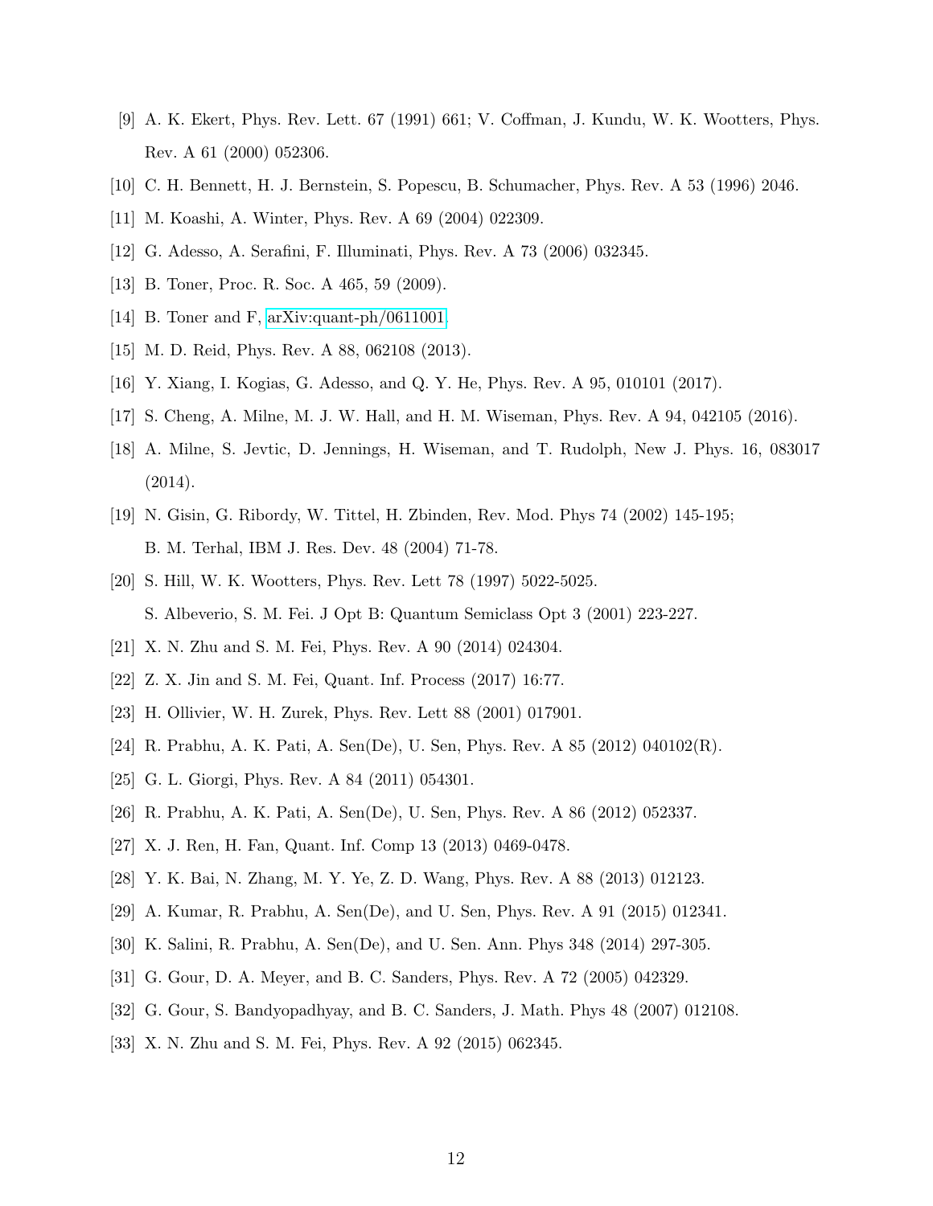[9] A. K. Ekert, Phys. Rev. Lett. 67 (1991) 661; V. Coffman, J. Kundu, W. K. Wootters, Phys. Rev. A 61 (2000) 052306.

[10] C. H. Bennett, H. J. Bernstein, S. Popescu, B. Schumacher, Phys. Rev. A 53 (1996) 2046.

[11] M. Koashi, A. Winter, Phys. Rev. A 69 (2004) 022309.

[12] G. Adesso, A. Serafini, F. Illuminati, Phys. Rev. A 73 (2006) 032345.

[13] B. Toner, Proc. R. Soc. A 465, 59 (2009).

[14] B. Toner and F, arXiv:quant-ph/0611001.

[15] M. D. Reid, Phys. Rev. A 88, 062108 (2013).

[16] Y. Xiang, I. Kogias, G. Adesso, and Q. Y. He, Phys. Rev. A 95, 010101 (2017).

[17] S. Cheng, A. Milne, M. J. W. Hall, and H. M. Wiseman, Phys. Rev. A 94, 042105 (2016).

[18] A. Milne, S. Jevtic, D. Jennings, H. Wiseman, and T. Rudolph, New J. Phys. 16, 083017 (2014).

[19] N. Gisin, G. Ribordy, W. Tittel, H. Zbinden, Rev. Mod. Phys 74 (2002) 145-195;
B. M. Terhal, IBM J. Res. Dev. 48 (2004) 71-78.

[20] S. Hill, W. K. Wootters, Phys. Rev. Lett 78 (1997) 5022-5025.
S. Albeverio, S. M. Fei. J Opt B: Quantum Semiclass Opt 3 (2001) 223-227.

[21] X. N. Zhu and S. M. Fei, Phys. Rev. A 90 (2014) 024304.

[22] Z. X. Jin and S. M. Fei, Quant. Inf. Process (2017) 16:77.

[23] H. Ollivier, W. H. Zurek, Phys. Rev. Lett 88 (2001) 017901.

[24] R. Prabhu, A. K. Pati, A. Sen(De), U. Sen, Phys. Rev. A 85 (2012) 040102(R).

[25] G. L. Giorgi, Phys. Rev. A 84 (2011) 054301.

[26] R. Prabhu, A. K. Pati, A. Sen(De), U. Sen, Phys. Rev. A 86 (2012) 052337.

[27] X. J. Ren, H. Fan, Quant. Inf. Comp 13 (2013) 0469-0478.

[28] Y. K. Bai, N. Zhang, M. Y. Ye, Z. D. Wang, Phys. Rev. A 88 (2013) 012123.

[29] A. Kumar, R. Prabhu, A. Sen(De), and U. Sen, Phys. Rev. A 91 (2015) 012341.

[30] K. Salini, R. Prabhu, A. Sen(De), and U. Sen. Ann. Phys 348 (2014) 297-305.

[31] G. Gour, D. A. Meyer, and B. C. Sanders, Phys. Rev. A 72 (2005) 042329.

[32] G. Gour, S. Bandyopadhyay, and B. C. Sanders, J. Math. Phys 48 (2007) 012108.

[33] X. N. Zhu and S. M. Fei, Phys. Rev. A 92 (2015) 062345.